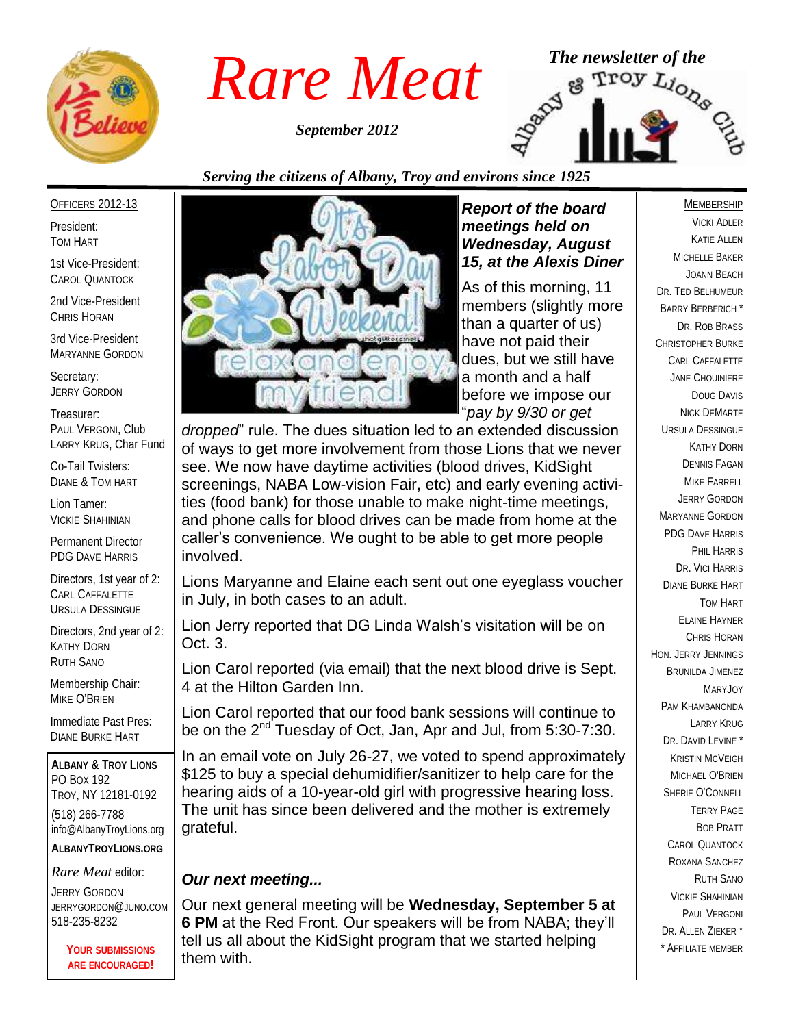# Rare Meat

*September 2012*

*The newsletter of the* Albany & Troy Lions Club

*Serving the citizens of Albany, Troy and environs since 1925*

## Report of the board meetings held on Wednesday, August 15, at the Alexis Diner

As of this morning, 11 members (slightly more than a quarter of us) have not paid their dues, but we still have a month and a half before we impose our "*pay by 9/30 or get dropped*" rule. The dues situation led to an extended discussion of ways to get more involvement from those Lions that we never see. We now have daytime activities (blood drives, KidSight screenings, NABA Low-vision Fair, etc) and early evening activities (food bank) for those unable to make night-time meetings, and phone calls for blood drives can be made from home at the caller's convenience. We ought to be able to get more people involved.

Lions Maryanne and Elaine each sent out one eyeglass voucher in July, in both cases to an adult.

Lion Jerry reported that DG Linda Walsh's visitation will be on Oct. 3.

Lion Carol reported (via email) that the next blood drive is Sept. 4 at the Hilton Garden Inn.

Lion Carol reported that our food bank sessions will continue to be on the 2nd Tuesday of Oct, Jan, Apr and Jul, from 5:30-7:30.

In an email vote on July 26-27, we voted to spend approximately $125 to buy a special dehumidifier/sanitizer to help care for the hearing aids of a 10-year-old girl with progressive hearing loss. The unit has since been delivered and the mother is extremely grateful.

### *Our next meeting...*

Our next general meeting will be **Wednesday, September 5 at 6 PM** at the Red Front. Our speakers will be from NABA; they'll tell us all about the KidSight program that we started helping them with.

---

OFFICERS 2012-13

President:
Tom Hart

1st Vice-President:
Carol Quantock

2nd Vice-President
Chris Horan

3rd Vice-President
Maryanne Gordon

Secretary:
Jerry Gordon

Treasurer:
Paul Vergoni, Club
Larry Krug, Char Fund

Co-Tail Twisters:
Diane & Tom Hart

Lion Tamer:
Vickie Shahinian

Permanent Director
PDG Dave Harris

Directors, 1st year of 2:
Carl Caffalette
Ursula Dessingue

Directors, 2nd year of 2:
Kathy Dorn
Ruth Sano

Membership Chair:
Mike O'Brien

Immediate Past Pres:
Diane Burke Hart

**ALBANY & TROY LIONS**
PO Box 192
Troy, NY 12181-0192
(518) 266-7788
info@AlbanyTroyLions.org
**ALBANYTROYLIONS.ORG**

*Rare Meat* editor:
Jerry Gordon
JERRYGORDON@JUNO.COM
518-235-8232

**YOUR SUBMISSIONS ARE ENCOURAGED!**

---

MEMBERSHIP

Vicki Adler
Katie Allen
Michelle Baker
Joann Beach
Dr. Ted Belhumeur
Barry Berberich *
Dr. Rob Brass
Christopher Burke
Carl Caffalette
Jane Chouiniere
Doug Davis
Nick DeMarte
Ursula Dessingue
Kathy Dorn
Dennis Fagan
Mike Farrell
Jerry Gordon
Maryanne Gordon
PDG Dave Harris
Phil Harris
Dr. Vici Harris
Diane Burke Hart
Tom Hart
Elaine Hayner
Chris Horan
Hon. Jerry Jennings
Brunilda Jimenez
MaryJoy
Pam Khambanonda
Larry Krug
Dr. David Levine *
Kristin McVeigh
Michael O'Brien
Sherie O'Connell
Terry Page
Bob Pratt
Carol Quantock
Roxana Sanchez
Ruth Sano
Vickie Shahinian
Paul Vergoni
Dr. Allen Zieker *

* Affiliate member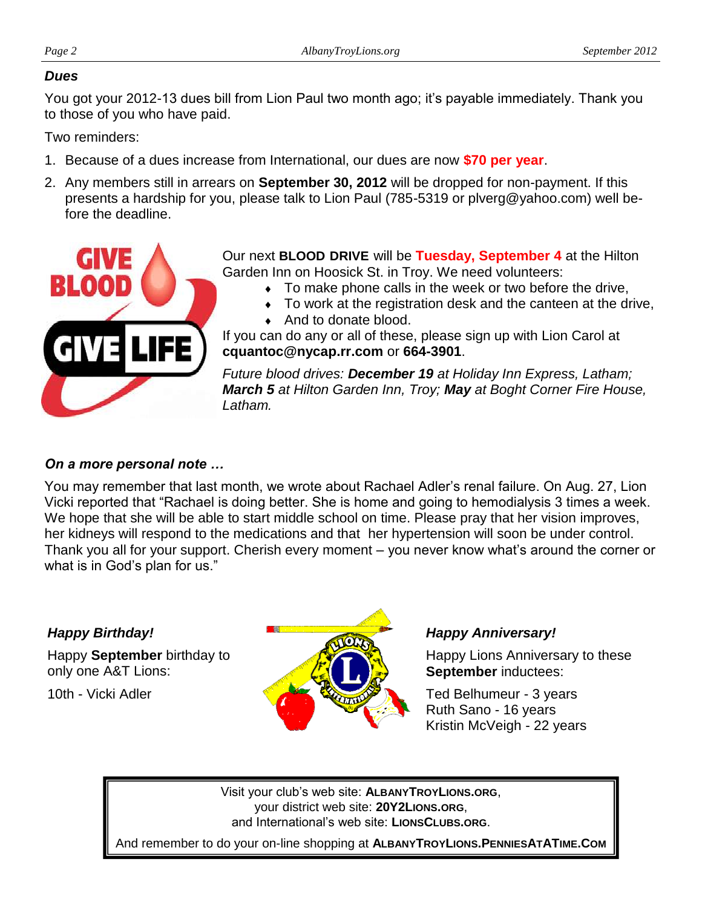### *Dues*

You got your 2012-13 dues bill from Lion Paul two month ago; it's payable immediately. Thank you to those of you who have paid.

Two reminders:

1. Because of a dues increase from International, our dues are now **$70 per year**.
2. Any members still in arrears on **September 30, 2012** will be dropped for non-payment. If this presents a hardship for you, please talk to Lion Paul (785-5319 or plverg@yahoo.com) well before the deadline.

Our next **BLOOD DRIVE** will be **Tuesday, September 4** at the Hilton Garden Inn on Hoosick St. in Troy. We need volunteers:

- To make phone calls in the week or two before the drive,
- To work at the registration desk and the canteen at the drive,
- And to donate blood.

If you can do any or all of these, please sign up with Lion Carol at **cquantoc@nycap.rr.com** or **664-3901**.

*Future blood drives: **December 19** at Holiday Inn Express, Latham; **March 5** at Hilton Garden Inn, Troy; **May** at Boght Corner Fire House, Latham.*

### *On a more personal note …*

You may remember that last month, we wrote about Rachael Adler's renal failure. On Aug. 27, Lion Vicki reported that "Rachael is doing better. She is home and going to hemodialysis 3 times a week. We hope that she will be able to start middle school on time. Please pray that her vision improves, her kidneys will respond to the medications and that her hypertension will soon be under control. Thank you all for your support. Cherish every moment – you never know what's around the corner or what is in God's plan for us."

### *Happy Birthday!*

Happy **September** birthday to only one A&T Lions:

10th - Vicki Adler

### *Happy Anniversary!*

Happy Lions Anniversary to these **September** inductees:

Ted Belhumeur - 3 years
Ruth Sano - 16 years
Kristin McVeigh - 22 years

Visit your club's web site: **ALBANYTROYLIONS.ORG**,
your district web site: **20Y2LIONS.ORG**,
and International's web site: **LIONSCLUBS.ORG**.

And remember to do your on-line shopping at **ALBANYTROYLIONS.PENNIESATATIME.COM**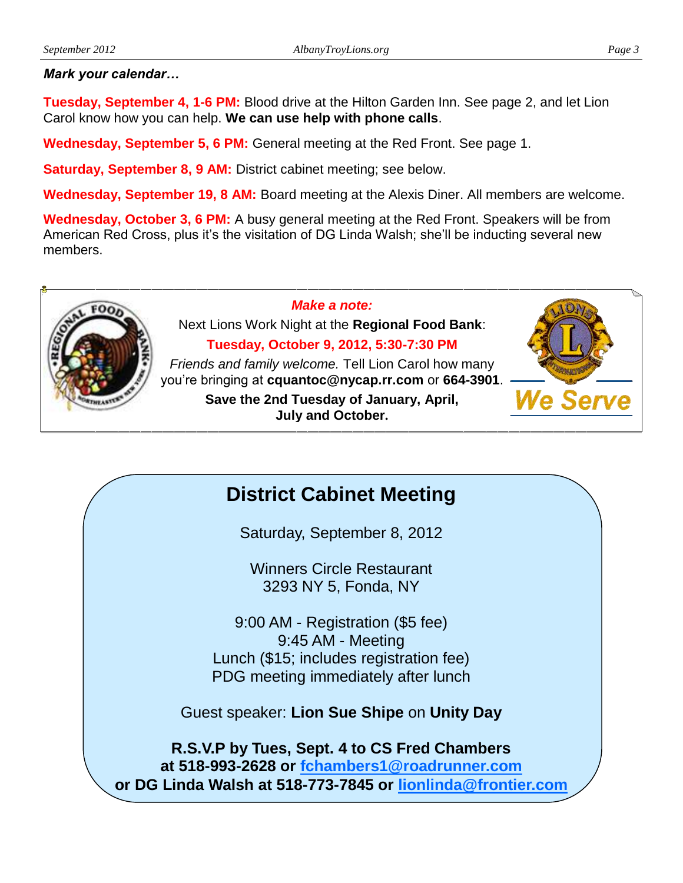***Mark your calendar…***

**Tuesday, September 4, 1-6 PM:** Blood drive at the Hilton Garden Inn. See page 2, and let Lion Carol know how you can help. **We can use help with phone calls**.

**Wednesday, September 5, 6 PM:** General meeting at the Red Front. See page 1.

**Saturday, September 8, 9 AM:** District cabinet meeting; see below.

**Wednesday, September 19, 8 AM:** Board meeting at the Alexis Diner. All members are welcome.

**Wednesday, October 3, 6 PM:** A busy general meeting at the Red Front. Speakers will be from American Red Cross, plus it's the visitation of DG Linda Walsh; she'll be inducting several new members.

***Make a note:***

Next Lions Work Night at the **Regional Food Bank**:

**Tuesday, October 9, 2012, 5:30-7:30 PM**

*Friends and family welcome.* Tell Lion Carol how many you're bringing at **cquantoc@nycap.rr.com** or **664-3901**.

**Save the 2nd Tuesday of January, April, July and October.**

We Serve

## District Cabinet Meeting

Saturday, September 8, 2012

Winners Circle Restaurant
3293 NY 5, Fonda, NY

9:00 AM - Registration ($5 fee)
9:45 AM - Meeting
Lunch ($15; includes registration fee)
PDG meeting immediately after lunch

Guest speaker: **Lion Sue Shipe** on **Unity Day**

**R.S.V.P by Tues, Sept. 4 to CS Fred Chambers at 518-993-2628 or fchambers1@roadrunner.com or DG Linda Walsh at 518-773-7845 or lionlinda@frontier.com**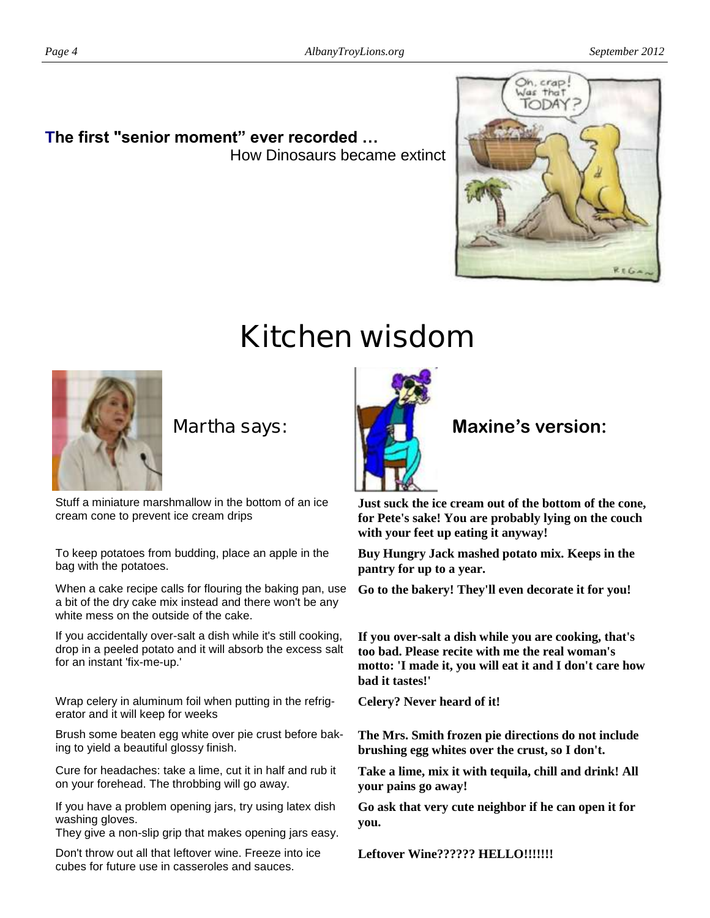**The first "senior moment" ever recorded …**
How Dinosaurs became extinct

# Kitchen wisdom

| Martha says: | Maxine's version: |
|---|---|
| Stuff a miniature marshmallow in the bottom of an ice cream cone to prevent ice cream drips | **Just suck the ice cream out of the bottom of the cone, for Pete's sake! You are probably lying on the couch with your feet up eating it anyway!** |
| To keep potatoes from budding, place an apple in the bag with the potatoes. | **Buy Hungry Jack mashed potato mix. Keeps in the pantry for up to a year.** |
| When a cake recipe calls for flouring the baking pan, use a bit of the dry cake mix instead and there won't be any white mess on the outside of the cake. | **Go to the bakery! They'll even decorate it for you!** |
| If you accidentally over-salt a dish while it's still cooking, drop in a peeled potato and it will absorb the excess salt for an instant 'fix-me-up.' | **If you over-salt a dish while you are cooking, that's too bad. Please recite with me the real woman's motto: 'I made it, you will eat it and I don't care how bad it tastes!'** |
| Wrap celery in aluminum foil when putting in the refrigerator and it will keep for weeks | **Celery? Never heard of it!** |
| Brush some beaten egg white over pie crust before baking to yield a beautiful glossy finish. | **The Mrs. Smith frozen pie directions do not include brushing egg whites over the crust, so I don't.** |
| Cure for headaches: take a lime, cut it in half and rub it on your forehead. The throbbing will go away. | **Take a lime, mix it with tequila, chill and drink! All your pains go away!** |
| If you have a problem opening jars, try using latex dish washing gloves. They give a non-slip grip that makes opening jars easy. | **Go ask that very cute neighbor if he can open it for you.** |
| Don't throw out all that leftover wine. Freeze into ice cubes for future use in casseroles and sauces. | **Leftover Wine?????? HELLO!!!!!!!** |